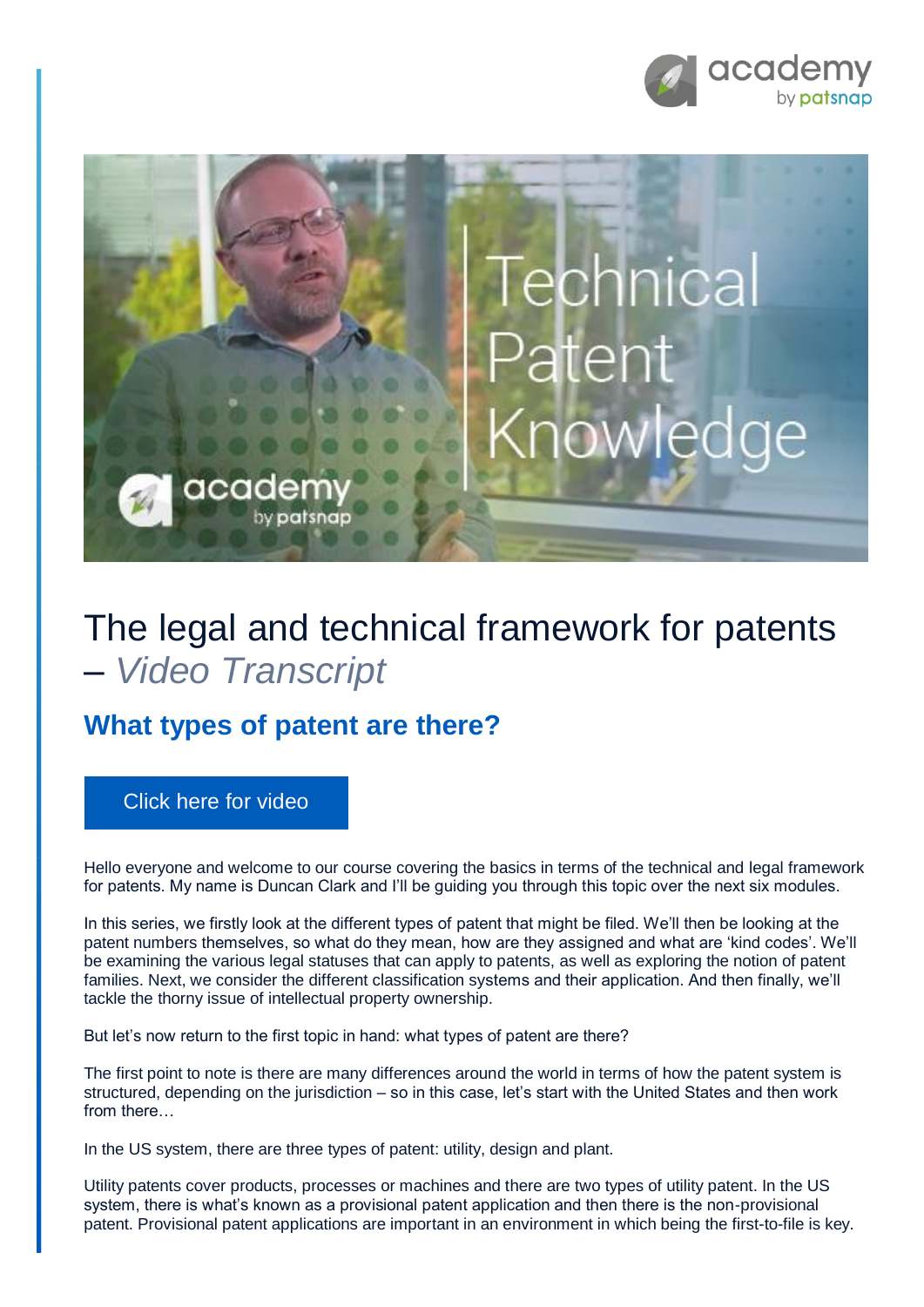# The legal and technical framework for patents – *Video Transcript*

## What types of patent are there?

Click here for video

Hello everyone and welcome to our course covering the basics in terms of the technical and legal framework for patents. My name is Duncan Clark and I'll be guiding you through this topic over the next six modules.

In this series, we firstly look at the different types of patent that might be filed. We'll then be looking at the patent numbers themselves, so what do they mean, how are they assigned and what are 'kind codes'. We'll be examining the various legal statuses that can apply to patents, as well as exploring the notion of patent families. Next, we consider the different classification systems and their application. And then finally, we'll tackle the thorny issue of intellectual property ownership.

But let's now return to the first topic in hand: what types of patent are there?

The first point to note is there are many differences around the world in terms of how the patent system is structured, depending on the jurisdiction – so in this case, let's start with the United States and then work from there…

In the US system, there are three types of patent: utility, design and plant.

Utility patents cover products, processes or machines and there are two types of utility patent. In the US system, there is what's known as a provisional patent application and then there is the non-provisional patent. Provisional patent applications are important in an environment in which being the first-to-file is key.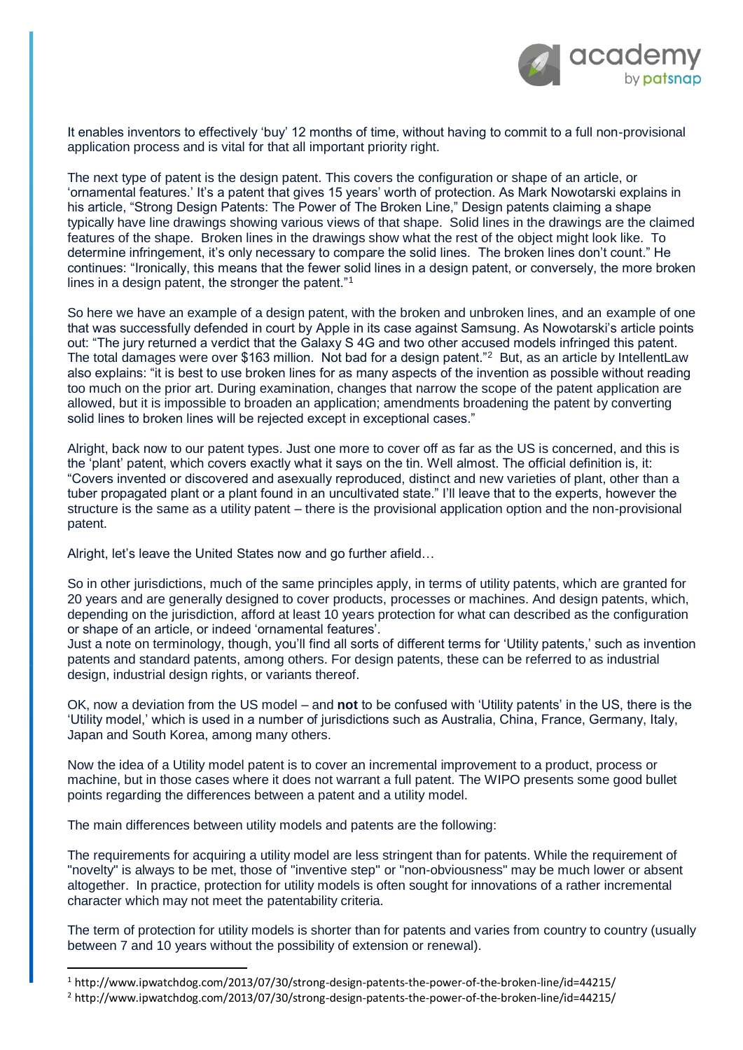It enables inventors to effectively 'buy' 12 months of time, without having to commit to a full non-provisional application process and is vital for that all important priority right.

The next type of patent is the design patent. This covers the configuration or shape of an article, or 'ornamental features.' It's a patent that gives 15 years' worth of protection. As Mark Nowotarski explains in his article, "Strong Design Patents: The Power of The Broken Line," Design patents claiming a shape typically have line drawings showing various views of that shape. Solid lines in the drawings are the claimed features of the shape. Broken lines in the drawings show what the rest of the object might look like. To determine infringement, it's only necessary to compare the solid lines. The broken lines don't count." He continues: "Ironically, this means that the fewer solid lines in a design patent, or conversely, the more broken lines in a design patent, the stronger the patent."[1]

So here we have an example of a design patent, with the broken and unbroken lines, and an example of one that was successfully defended in court by Apple in its case against Samsung. As Nowotarski's article points out: "The jury returned a verdict that the Galaxy S 4G and two other accused models infringed this patent. The total damages were over $163 million. Not bad for a design patent."[2] But, as an article by IntellentLaw also explains: "it is best to use broken lines for as many aspects of the invention as possible without reading too much on the prior art. During examination, changes that narrow the scope of the patent application are allowed, but it is impossible to broaden an application; amendments broadening the patent by converting solid lines to broken lines will be rejected except in exceptional cases."

Alright, back now to our patent types. Just one more to cover off as far as the US is concerned, and this is the 'plant' patent, which covers exactly what it says on the tin. Well almost. The official definition is, it: "Covers invented or discovered and asexually reproduced, distinct and new varieties of plant, other than a tuber propagated plant or a plant found in an uncultivated state." I'll leave that to the experts, however the structure is the same as a utility patent – there is the provisional application option and the non-provisional patent.

Alright, let's leave the United States now and go further afield…

So in other jurisdictions, much of the same principles apply, in terms of utility patents, which are granted for 20 years and are generally designed to cover products, processes or machines. And design patents, which, depending on the jurisdiction, afford at least 10 years protection for what can described as the configuration or shape of an article, or indeed 'ornamental features'.
Just a note on terminology, though, you'll find all sorts of different terms for 'Utility patents,' such as invention patents and standard patents, among others. For design patents, these can be referred to as industrial design, industrial design rights, or variants thereof.

OK, now a deviation from the US model – and **not** to be confused with 'Utility patents' in the US, there is the 'Utility model,' which is used in a number of jurisdictions such as Australia, China, France, Germany, Italy, Japan and South Korea, among many others.

Now the idea of a Utility model patent is to cover an incremental improvement to a product, process or machine, but in those cases where it does not warrant a full patent. The WIPO presents some good bullet points regarding the differences between a patent and a utility model.

The main differences between utility models and patents are the following:

The requirements for acquiring a utility model are less stringent than for patents. While the requirement of "novelty" is always to be met, those of "inventive step" or "non-obviousness" may be much lower or absent altogether. In practice, protection for utility models is often sought for innovations of a rather incremental character which may not meet the patentability criteria.

The term of protection for utility models is shorter than for patents and varies from country to country (usually between 7 and 10 years without the possibility of extension or renewal).

---

[1] http://www.ipwatchdog.com/2013/07/30/strong-design-patents-the-power-of-the-broken-line/id=44215/

[2] http://www.ipwatchdog.com/2013/07/30/strong-design-patents-the-power-of-the-broken-line/id=44215/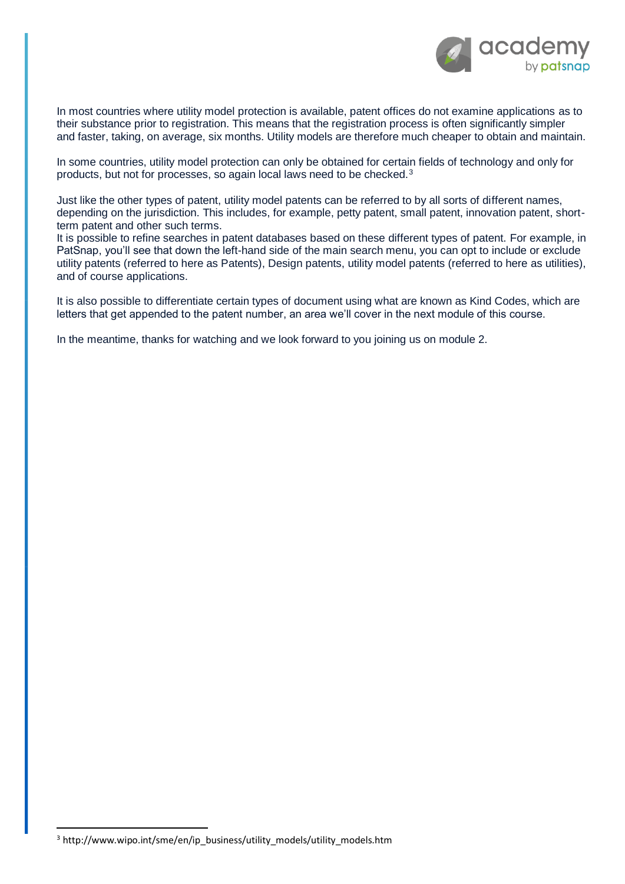In most countries where utility model protection is available, patent offices do not examine applications as to their substance prior to registration. This means that the registration process is often significantly simpler and faster, taking, on average, six months. Utility models are therefore much cheaper to obtain and maintain.

In some countries, utility model protection can only be obtained for certain fields of technology and only for products, but not for processes, so again local laws need to be checked.[3]

Just like the other types of patent, utility model patents can be referred to by all sorts of different names, depending on the jurisdiction. This includes, for example, petty patent, small patent, innovation patent, short-term patent and other such terms.
It is possible to refine searches in patent databases based on these different types of patent. For example, in PatSnap, you'll see that down the left-hand side of the main search menu, you can opt to include or exclude utility patents (referred to here as Patents), Design patents, utility model patents (referred to here as utilities), and of course applications.

It is also possible to differentiate certain types of document using what are known as Kind Codes, which are letters that get appended to the patent number, an area we'll cover in the next module of this course.

In the meantime, thanks for watching and we look forward to you joining us on module 2.

---

[3] http://www.wipo.int/sme/en/ip_business/utility_models/utility_models.htm